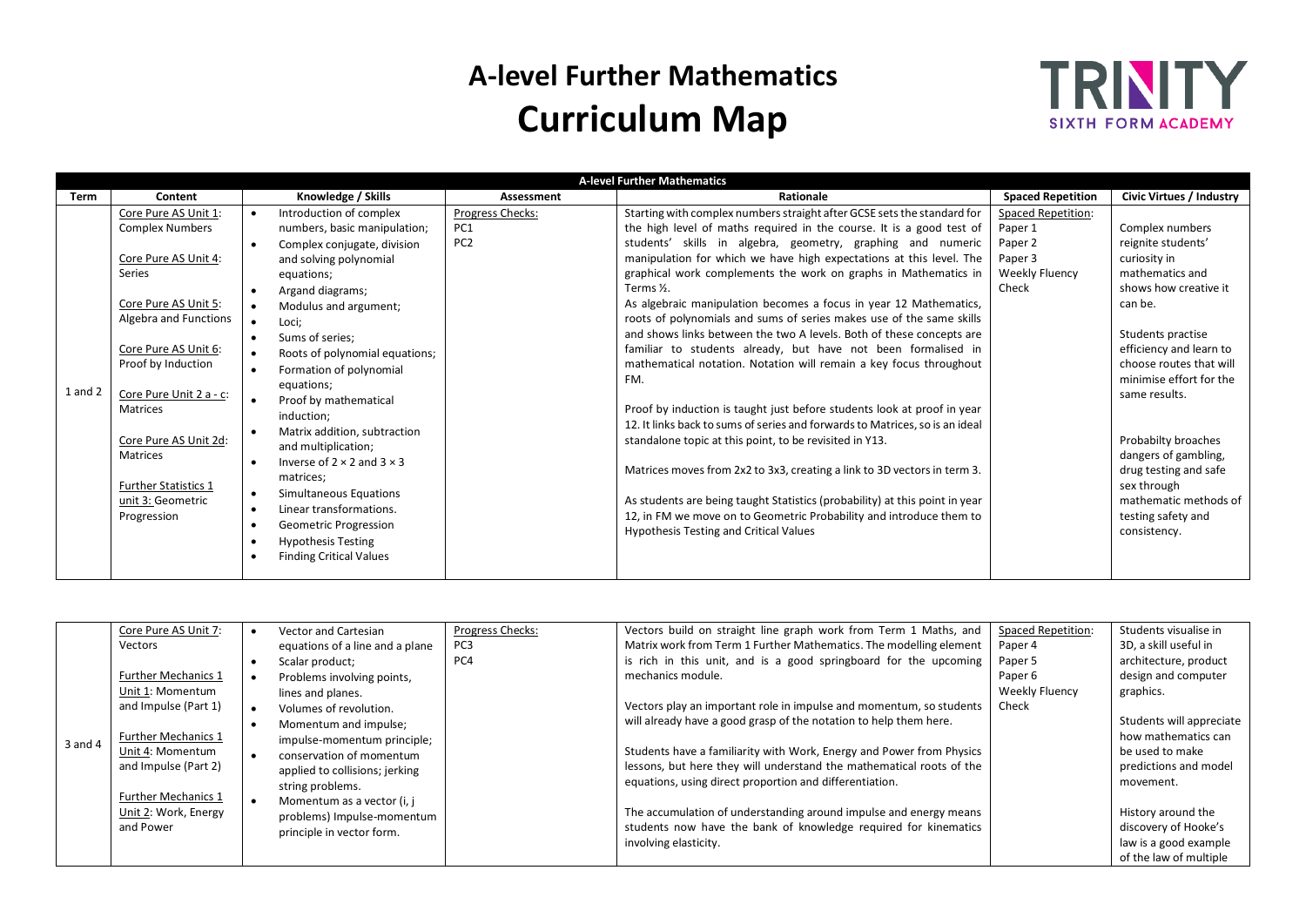# A-level Further Mathematics
# Curriculum Map

TRINITY SIXTH FORM ACADEMY

| A-level Further Mathematics | | | | | | |
|---|---|---|---|---|---|---|
| **Term** | **Content** | **Knowledge / Skills** | **Assessment** | **Rationale** | **Spaced Repetition** | **Civic Virtues / Industry** |
| 1 and 2 | Core Pure AS Unit 1: Complex Numbers<br><br>Core Pure AS Unit 4: Series<br><br>Core Pure AS Unit 5: Algebra and Functions<br><br>Core Pure AS Unit 6: Proof by Induction<br><br>Core Pure Unit 2 a - c: Matrices<br><br>Core Pure AS Unit 2d: Matrices<br><br>Further Statistics 1 unit 3: Geometric Progression | • Introduction of complex numbers, basic manipulation;<br>• Complex conjugate, division and solving polynomial equations;<br>• Argand diagrams;<br>• Modulus and argument;<br>• Loci;<br>• Sums of series;<br>• Roots of polynomial equations;<br>• Formation of polynomial equations;<br>• Proof by mathematical induction;<br>• Matrix addition, subtraction and multiplication;<br>• Inverse of 2 × 2 and 3 × 3 matrices;<br>• Simultaneous Equations<br>• Linear transformations.<br>• Geometric Progression<br>• Hypothesis Testing<br>• Finding Critical Values | Progress Checks:<br>PC1<br>PC2 | Starting with complex numbers straight after GCSE sets the standard for the high level of maths required in the course. It is a good test of students' skills in algebra, geometry, graphing and numeric manipulation for which we have high expectations at this level. The graphical work complements the work on graphs in Mathematics in Terms ½.<br>As algebraic manipulation becomes a focus in year 12 Mathematics, roots of polynomials and sums of series makes use of the same skills and shows links between the two A levels. Both of these concepts are familiar to students already, but have not been formalised in mathematical notation. Notation will remain a key focus throughout FM.<br><br>Proof by induction is taught just before students look at proof in year 12. It links back to sums of series and forwards to Matrices, so is an ideal standalone topic at this point, to be revisited in Y13.<br><br>Matrices moves from 2x2 to 3x3, creating a link to 3D vectors in term 3.<br><br>As students are being taught Statistics (probability) at this point in year 12, in FM we move on to Geometric Probability and introduce them to Hypothesis Testing and Critical Values | Spaced Repetition:<br>Paper 1<br>Paper 2<br>Paper 3<br>Weekly Fluency Check | Complex numbers reignite students' curiosity in mathematics and shows how creative it can be.<br><br>Students practise efficiency and learn to choose routes that will minimise effort for the same results.<br><br>Probabilty broaches dangers of gambling, drug testing and safe sex through mathematic methods of testing safety and consistency. |
| 3 and 4 | Core Pure AS Unit 7: Vectors<br><br>Further Mechanics 1 Unit 1: Momentum and Impulse (Part 1)<br><br>Further Mechanics 1 Unit 4: Momentum and Impulse (Part 2)<br><br>Further Mechanics 1 Unit 2: Work, Energy and Power | • Vector and Cartesian equations of a line and a plane<br>• Scalar product;<br>• Problems involving points, lines and planes.<br>• Volumes of revolution.<br>• Momentum and impulse; impulse-momentum principle;<br>• conservation of momentum applied to collisions; jerking string problems.<br>• Momentum as a vector (i, j problems) Impulse-momentum principle in vector form. | Progress Checks:<br>PC3<br>PC4 | Vectors build on straight line graph work from Term 1 Maths, and Matrix work from Term 1 Further Mathematics. The modelling element is rich in this unit, and is a good springboard for the upcoming mechanics module.<br><br>Vectors play an important role in impulse and momentum, so students will already have a good grasp of the notation to help them here.<br><br>Students have a familiarity with Work, Energy and Power from Physics lessons, but here they will understand the mathematical roots of the equations, using direct proportion and differentiation.<br><br>The accumulation of understanding around impulse and energy means students now have the bank of knowledge required for kinematics involving elasticity. | Spaced Repetition:<br>Paper 4<br>Paper 5<br>Paper 6<br>Weekly Fluency Check | Students visualise in 3D, a skill useful in architecture, product design and computer graphics.<br><br>Students will appreciate how mathematics can be used to make predictions and model movement.<br><br>History around the discovery of Hooke's law is a good example of the law of multiple |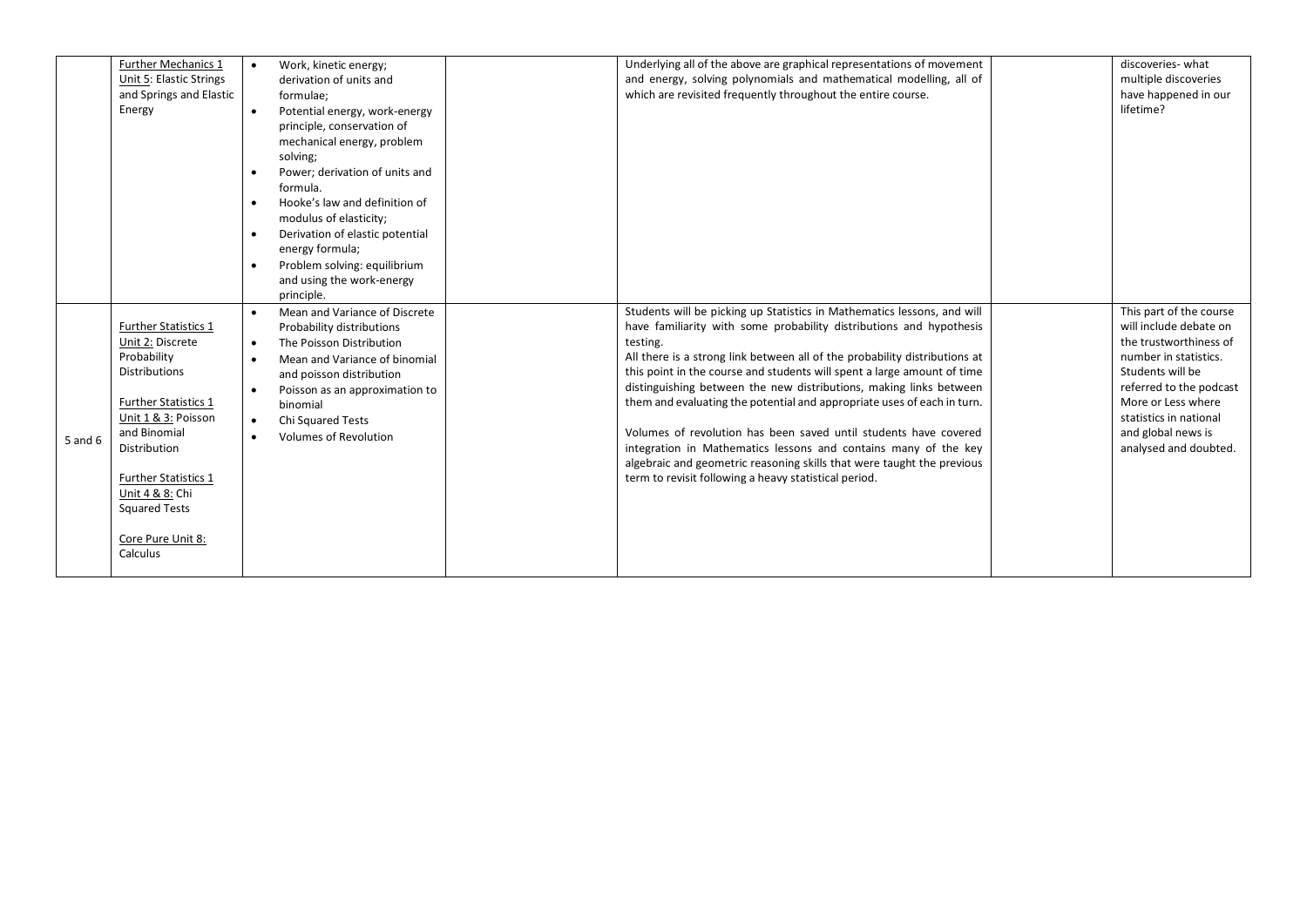| | | | | | | |
|---|---|---|---|---|---|---|
| | Further Mechanics 1 Unit 5: Elastic Strings and Springs and Elastic Energy | <ul><li>Work, kinetic energy; derivation of units and formulae;</li><li>Potential energy, work-energy principle, conservation of mechanical energy, problem solving;</li><li>Power; derivation of units and formula.</li><li>Hooke's law and definition of modulus of elasticity;</li><li>Derivation of elastic potential energy formula;</li><li>Problem solving: equilibrium and using the work-energy principle.</li></ul> | | Underlying all of the above are graphical representations of movement and energy, solving polynomials and mathematical modelling, all of which are revisited frequently throughout the entire course. | | discoveries- what multiple discoveries have happened in our lifetime? |
| 5 and 6 | Further Statistics 1 Unit 2: Discrete Probability Distributions<br><br>Further Statistics 1 Unit 1 & 3: Poisson and Binomial Distribution<br><br>Further Statistics 1 Unit 4 & 8: Chi Squared Tests<br><br>Core Pure Unit 8: Calculus | <ul><li>Mean and Variance of Discrete Probability distributions</li><li>The Poisson Distribution</li><li>Mean and Variance of binomial and poisson distribution</li><li>Poisson as an approximation to binomial</li><li>Chi Squared Tests</li><li>Volumes of Revolution</li></ul> | | Students will be picking up Statistics in Mathematics lessons, and will have familiarity with some probability distributions and hypothesis testing.<br>All there is a strong link between all of the probability distributions at this point in the course and students will spent a large amount of time distinguishing between the new distributions, making links between them and evaluating the potential and appropriate uses of each in turn.<br><br>Volumes of revolution has been saved until students have covered integration in Mathematics lessons and contains many of the key algebraic and geometric reasoning skills that were taught the previous term to revisit following a heavy statistical period. | | This part of the course will include debate on the trustworthiness of number in statistics. Students will be referred to the podcast More or Less where statistics in national and global news is analysed and doubted. |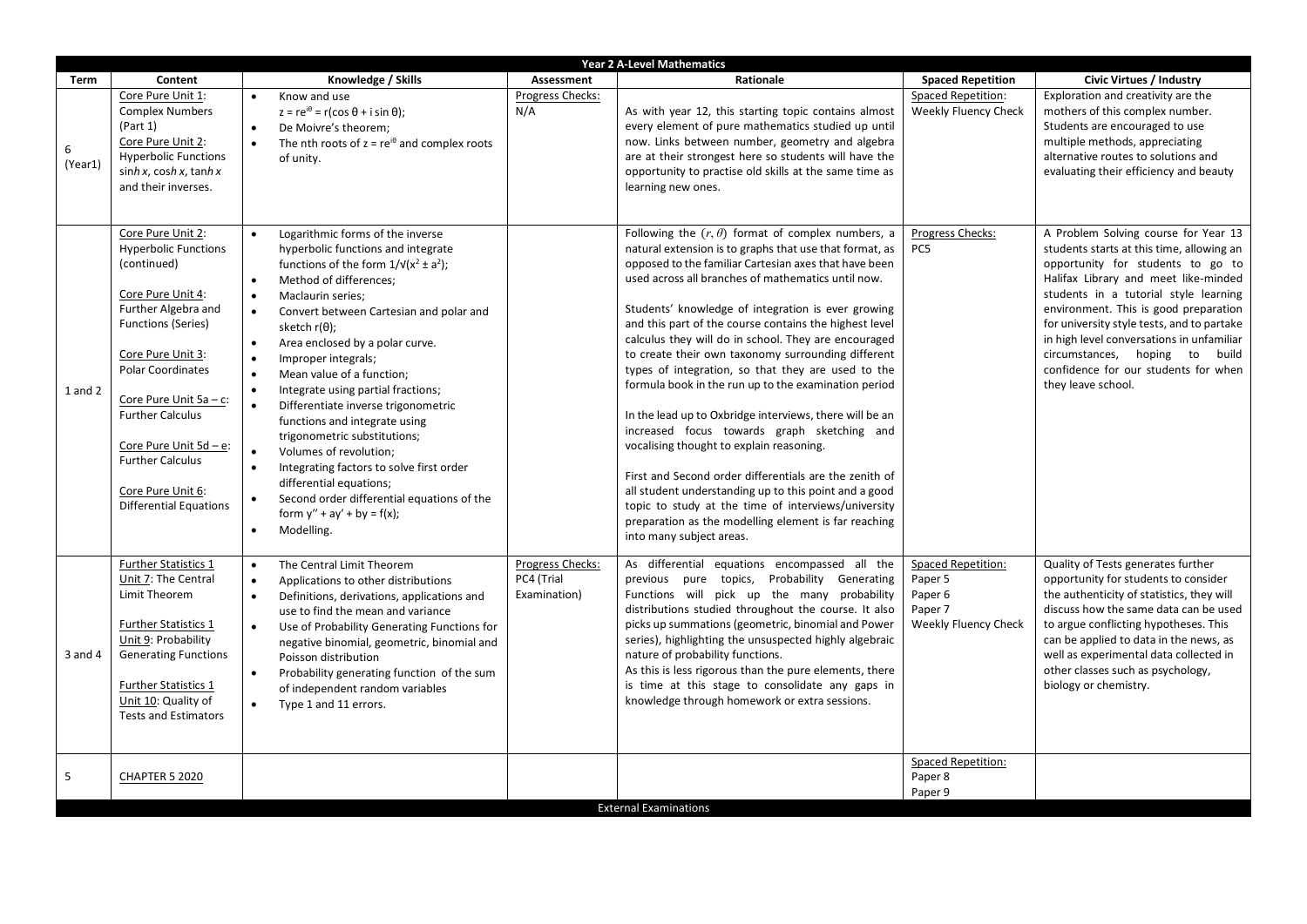| Year 2 A-Level Mathematics | | | | | | |
|---|---|---|---|---|---|---|
| **Term** | **Content** | **Knowledge / Skills** | **Assessment** | **Rationale** | **Spaced Repetition** | **Civic Virtues / Industry** |
| 6 (Year1) | Core Pure Unit 1: Complex Numbers (Part 1)<br>Core Pure Unit 2: Hyperbolic Functions sinh *x*, cosh *x*, tanh *x* and their inverses. | • Know and use $z = re^{i\theta} = r(\cos\theta + i\sin\theta)$;<br>• De Moivre's theorem;<br>• The nth roots of $z = re^{i\theta}$ and complex roots of unity. | Progress Checks: N/A | As with year 12, this starting topic contains almost every element of pure mathematics studied up until now. Links between number, geometry and algebra are at their strongest here so students will have the opportunity to practise old skills at the same time as learning new ones. | Spaced Repetition: Weekly Fluency Check | Exploration and creativity are the mothers of this complex number. Students are encouraged to use multiple methods, appreciating alternative routes to solutions and evaluating their efficiency and beauty |
| 1 and 2 | Core Pure Unit 2: Hyperbolic Functions (continued)<br><br>Core Pure Unit 4: Further Algebra and Functions (Series)<br><br>Core Pure Unit 3: Polar Coordinates<br><br>Core Pure Unit 5a – c: Further Calculus<br><br>Core Pure Unit 5d – e: Further Calculus<br><br>Core Pure Unit 6: Differential Equations | • Logarithmic forms of the inverse hyperbolic functions and integrate functions of the form $1/\sqrt{(x^2 \pm a^2)}$;<br>• Method of differences;<br>• Maclaurin series;<br>• Convert between Cartesian and polar and sketch $r(\theta)$;<br>• Area enclosed by a polar curve.<br>• Improper integrals;<br>• Mean value of a function;<br>• Integrate using partial fractions;<br>• Differentiate inverse trigonometric functions and integrate using trigonometric substitutions;<br>• Volumes of revolution;<br>• Integrating factors to solve first order differential equations;<br>• Second order differential equations of the form $y'' + ay' + by = f(x)$;<br>• Modelling. | | Following the $(r, \theta)$ format of complex numbers, a natural extension is to graphs that use that format, as opposed to the familiar Cartesian axes that have been used across all branches of mathematics until now.<br><br>Students' knowledge of integration is ever growing and this part of the course contains the highest level calculus they will do in school. They are encouraged to create their own taxonomy surrounding different types of integration, so that they are used to the formula book in the run up to the examination period<br><br>In the lead up to Oxbridge interviews, there will be an increased focus towards graph sketching and vocalising thought to explain reasoning.<br><br>First and Second order differentials are the zenith of all student understanding up to this point and a good topic to study at the time of interviews/university preparation as the modelling element is far reaching into many subject areas. | Progress Checks: PC5 | A Problem Solving course for Year 13 students starts at this time, allowing an opportunity for students to go to Halifax Library and meet like-minded students in a tutorial style learning environment. This is good preparation for university style tests, and to partake in high level conversations in unfamiliar circumstances, hoping to build confidence for our students for when they leave school. |
| 3 and 4 | Further Statistics 1 Unit 7: The Central Limit Theorem<br><br>Further Statistics 1 Unit 9: Probability Generating Functions<br><br>Further Statistics 1 Unit 10: Quality of Tests and Estimators | • The Central Limit Theorem<br>• Applications to other distributions<br>• Definitions, derivations, applications and use to find the mean and variance<br>• Use of Probability Generating Functions for negative binomial, geometric, binomial and Poisson distribution<br>• Probability generating function of the sum of independent random variables<br>• Type 1 and 11 errors. | Progress Checks: PC4 (Trial Examination) | As differential equations encompassed all the previous pure topics, Probability Generating Functions will pick up the many probability distributions studied throughout the course. It also picks up summations (geometric, binomial and Power series), highlighting the unsuspected highly algebraic nature of probability functions.<br>As this is less rigorous than the pure elements, there is time at this stage to consolidate any gaps in knowledge through homework or extra sessions. | Spaced Repetition: Paper 5 Paper 6 Paper 7 Weekly Fluency Check | Quality of Tests generates further opportunity for students to consider the authenticity of statistics, they will discuss how the same data can be used to argue conflicting hypotheses. This can be applied to data in the news, as well as experimental data collected in other classes such as psychology, biology or chemistry. |
| 5 | CHAPTER 5 2020 | | | | Spaced Repetition: Paper 8 Paper 9 | |
| External Examinations | | | | | | |